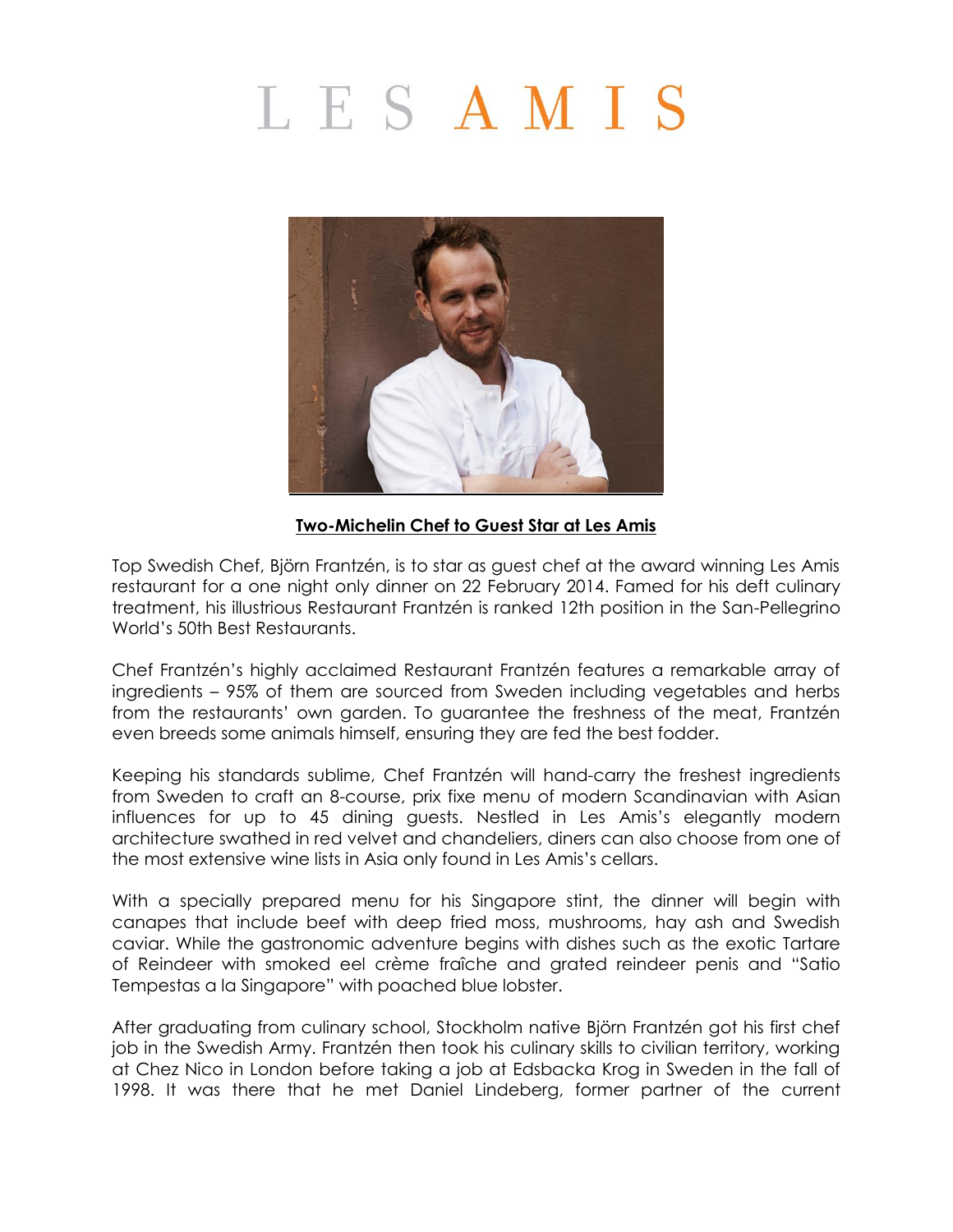# LES AMIS

**Two-Michelin Chef to Guest Star at Les Amis**

Top Swedish Chef, Björn Frantzén, is to star as guest chef at the award winning Les Amis restaurant for a one night only dinner on 22 February 2014. Famed for his deft culinary treatment, his illustrious Restaurant Frantzén is ranked 12th position in the San-Pellegrino World's 50th Best Restaurants.

Chef Frantzén's highly acclaimed Restaurant Frantzén features a remarkable array of ingredients – 95% of them are sourced from Sweden including vegetables and herbs from the restaurants' own garden. To guarantee the freshness of the meat, Frantzén even breeds some animals himself, ensuring they are fed the best fodder.

Keeping his standards sublime, Chef Frantzén will hand-carry the freshest ingredients from Sweden to craft an 8-course, prix fixe menu of modern Scandinavian with Asian influences for up to 45 dining guests. Nestled in Les Amis's elegantly modern architecture swathed in red velvet and chandeliers, diners can also choose from one of the most extensive wine lists in Asia only found in Les Amis's cellars.

With a specially prepared menu for his Singapore stint, the dinner will begin with canapes that include beef with deep fried moss, mushrooms, hay ash and Swedish caviar. While the gastronomic adventure begins with dishes such as the exotic Tartare of Reindeer with smoked eel crème fraîche and grated reindeer penis and "Satio Tempestas a la Singapore" with poached blue lobster.

After graduating from culinary school, Stockholm native Björn Frantzén got his first chef job in the Swedish Army. Frantzén then took his culinary skills to civilian territory, working at Chez Nico in London before taking a job at Edsbacka Krog in Sweden in the fall of 1998. It was there that he met Daniel Lindeberg, former partner of the current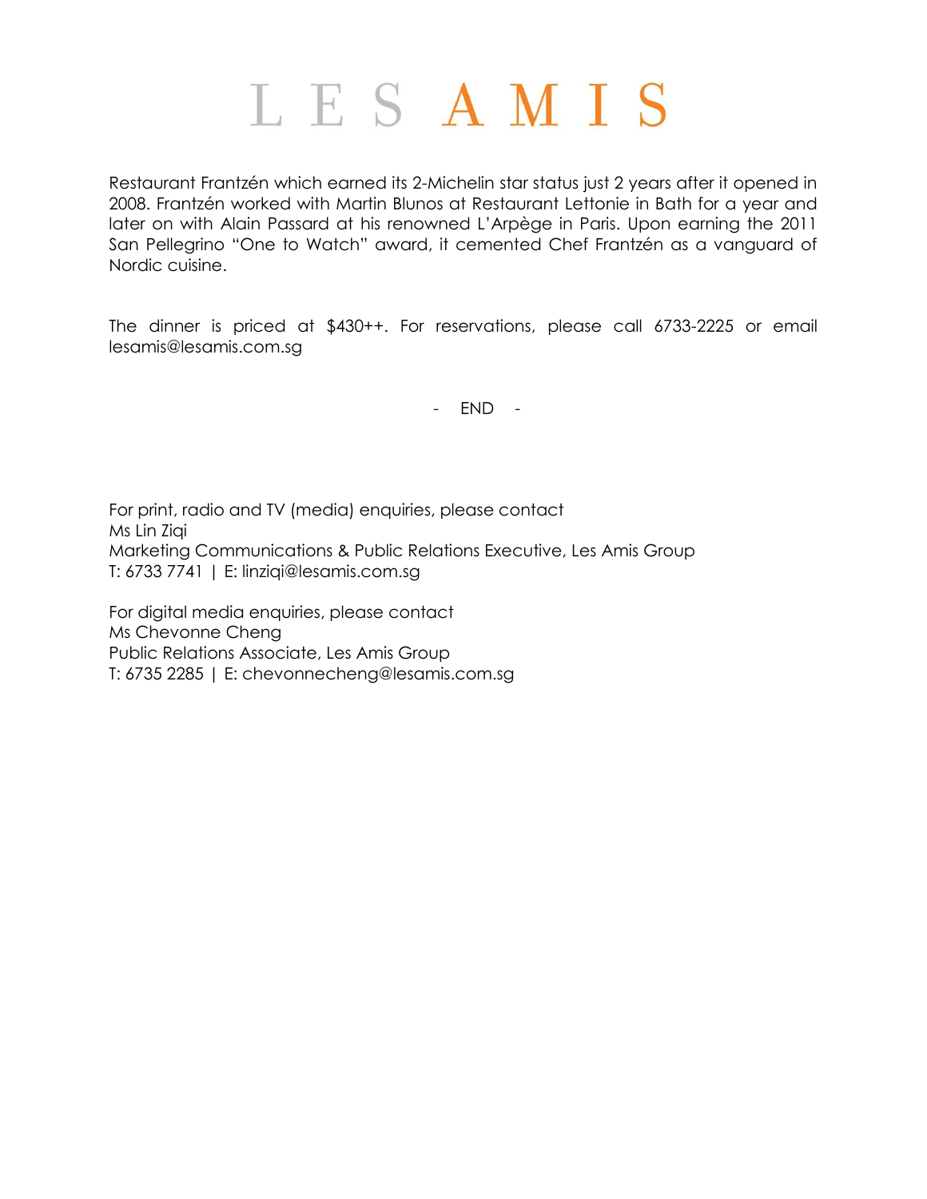# LES AMIS

Restaurant Frantzén which earned its 2-Michelin star status just 2 years after it opened in 2008. Frantzén worked with Martin Blunos at Restaurant Lettonie in Bath for a year and later on with Alain Passard at his renowned L'Arpège in Paris. Upon earning the 2011 San Pellegrino "One to Watch" award, it cemented Chef Frantzén as a vanguard of Nordic cuisine.

The dinner is priced at $430++. For reservations, please call 6733-2225 or email lesamis@lesamis.com.sg

\- END -

For print, radio and TV (media) enquiries, please contact
Ms Lin Ziqi
Marketing Communications & Public Relations Executive, Les Amis Group
T: 6733 7741 | E: linziqi@lesamis.com.sg

For digital media enquiries, please contact
Ms Chevonne Cheng
Public Relations Associate, Les Amis Group
T: 6735 2285 | E: chevonnecheng@lesamis.com.sg